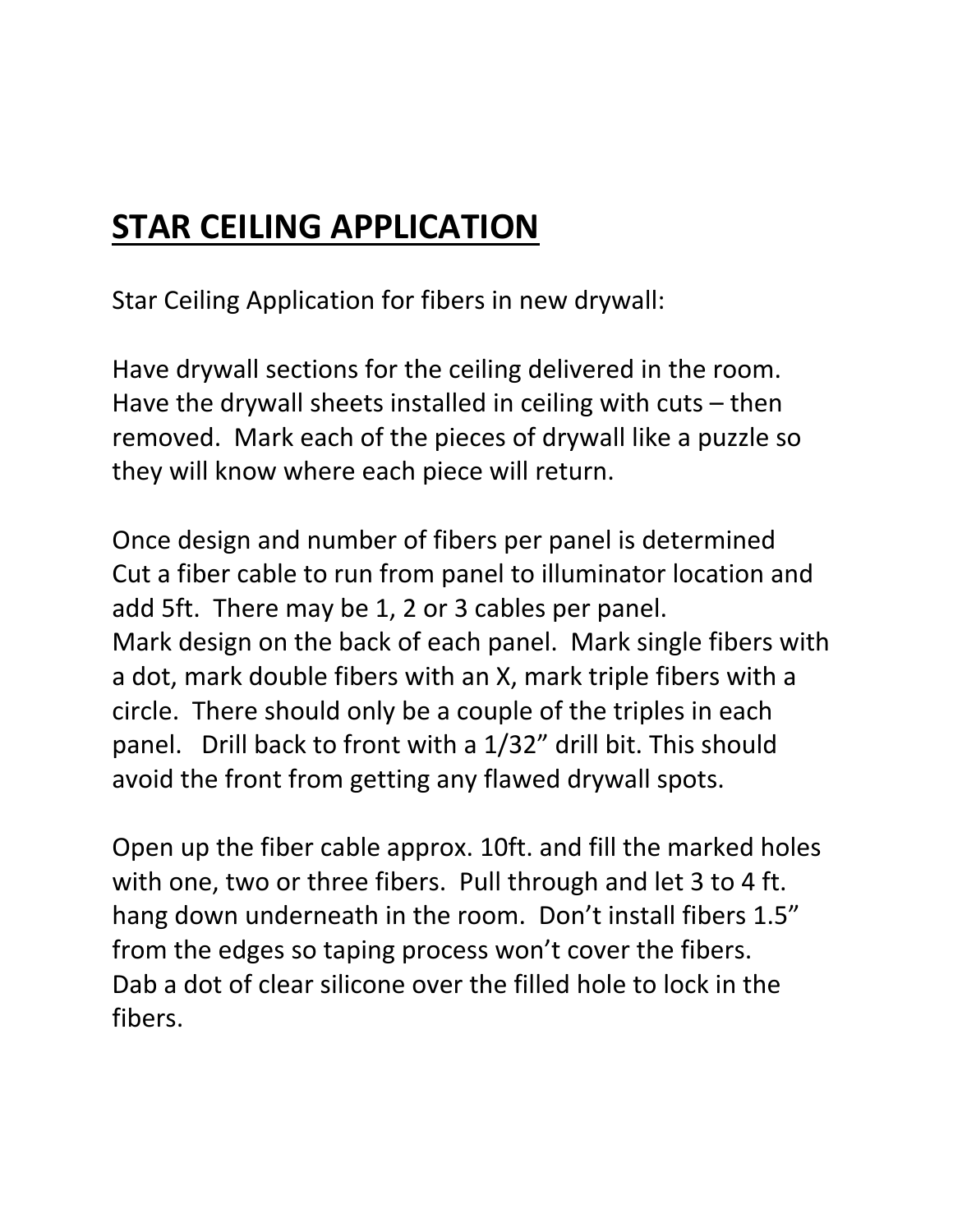# STAR CEILING APPLICATION

Star Ceiling Application for fibers in new drywall:

Have drywall sections for the ceiling delivered in the room. Have the drywall sheets installed in ceiling with cuts – then removed. Mark each of the pieces of drywall like a puzzle so they will know where each piece will return.

Once design and number of fibers per panel is determined Cut a fiber cable to run from panel to illuminator location and add 5ft. There may be 1, 2 or 3 cables per panel. Mark design on the back of each panel. Mark single fibers with a dot, mark double fibers with an X, mark triple fibers with a circle. There should only be a couple of the triples in each panel. Drill back to front with a 1/32" drill bit. This should avoid the front from getting any flawed drywall spots.

Open up the fiber cable approx. 10ft. and fill the marked holes with one, two or three fibers. Pull through and let 3 to 4 ft. hang down underneath in the room. Don't install fibers 1.5" from the edges so taping process won't cover the fibers. Dab a dot of clear silicone over the filled hole to lock in the fibers.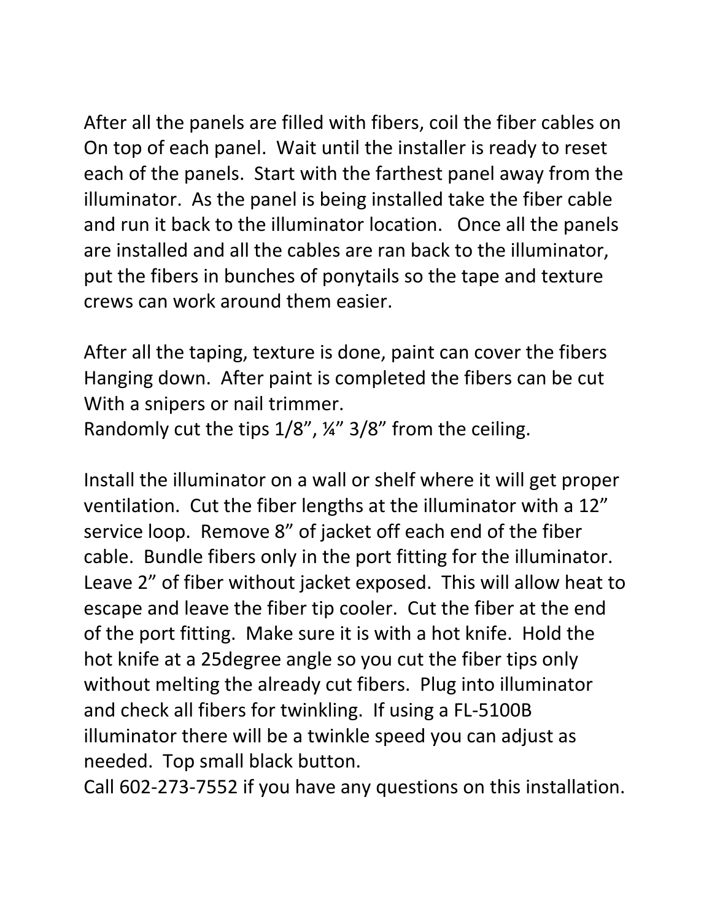After all the panels are filled with fibers, coil the fiber cables on On top of each panel. Wait until the installer is ready to reset each of the panels. Start with the farthest panel away from the illuminator. As the panel is being installed take the fiber cable and run it back to the illuminator location. Once all the panels are installed and all the cables are ran back to the illuminator, put the fibers in bunches of ponytails so the tape and texture crews can work around them easier.

After all the taping, texture is done, paint can cover the fibers Hanging down. After paint is completed the fibers can be cut With a snipers or nail trimmer.
Randomly cut the tips 1/8", ¼" 3/8" from the ceiling.

Install the illuminator on a wall or shelf where it will get proper ventilation. Cut the fiber lengths at the illuminator with a 12" service loop. Remove 8" of jacket off each end of the fiber cable. Bundle fibers only in the port fitting for the illuminator. Leave 2" of fiber without jacket exposed. This will allow heat to escape and leave the fiber tip cooler. Cut the fiber at the end of the port fitting. Make sure it is with a hot knife. Hold the hot knife at a 25degree angle so you cut the fiber tips only without melting the already cut fibers. Plug into illuminator and check all fibers for twinkling. If using a FL-5100B illuminator there will be a twinkle speed you can adjust as needed. Top small black button.
Call 602-273-7552 if you have any questions on this installation.